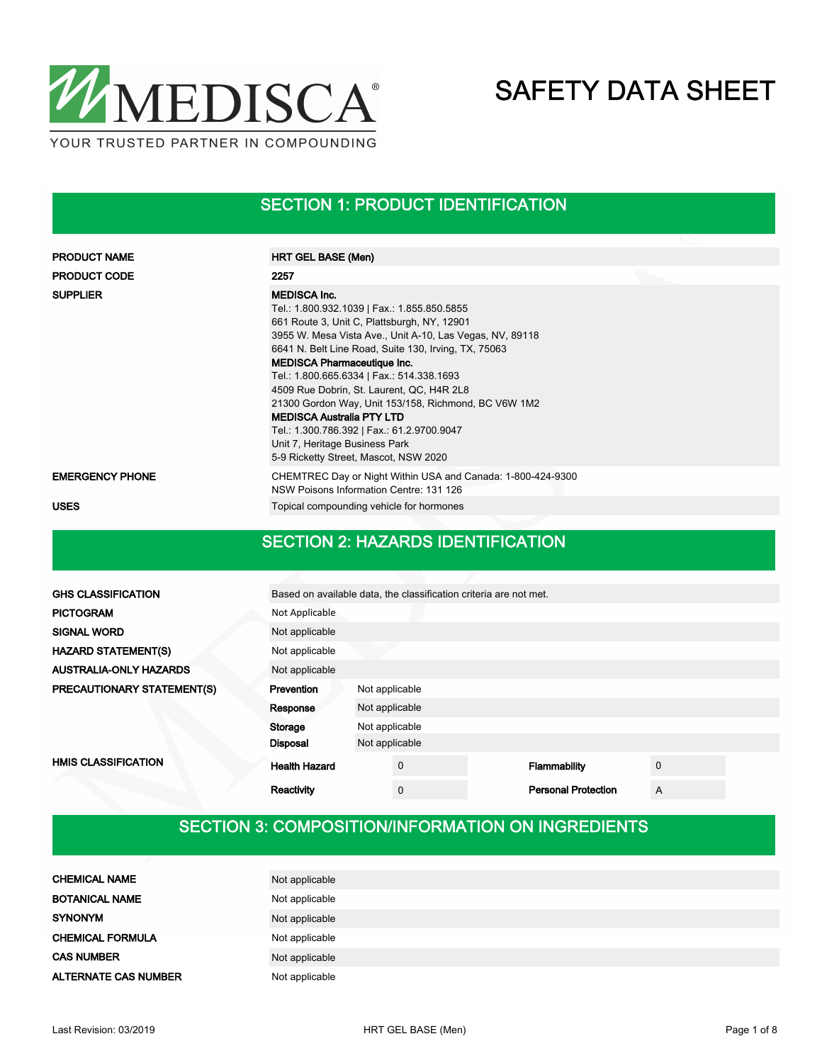MEDISCA®

YOUR TRUSTED PARTNER IN COMPOUNDING

# SAFETY DATA SHEET

## SECTION 1: PRODUCT IDENTIFICATION

| | |
|---|---|
| **PRODUCT NAME** | **HRT GEL BASE (Men)** |
| **PRODUCT CODE** | **2257** |
| **SUPPLIER** | **MEDISCA Inc.**<br>Tel.: 1.800.932.1039 \| Fax.: 1.855.850.5855<br>661 Route 3, Unit C, Plattsburgh, NY, 12901<br>3955 W. Mesa Vista Ave., Unit A-10, Las Vegas, NV, 89118<br>6641 N. Belt Line Road, Suite 130, Irving, TX, 75063<br>**MEDISCA Pharmaceutique Inc.**<br>Tel.: 1.800.665.6334 \| Fax.: 514.338.1693<br>4509 Rue Dobrin, St. Laurent, QC, H4R 2L8<br>21300 Gordon Way, Unit 153/158, Richmond, BC V6W 1M2<br>**MEDISCA Australia PTY LTD**<br>Tel.: 1.300.786.392 \| Fax.: 61.2.9700.9047<br>Unit 7, Heritage Business Park<br>5-9 Ricketty Street, Mascot, NSW 2020 |
| **EMERGENCY PHONE** | CHEMTREC Day or Night Within USA and Canada: 1-800-424-9300<br>NSW Poisons Information Centre: 131 126 |
| **USES** | Topical compounding vehicle for hormones |

## SECTION 2: HAZARDS IDENTIFICATION

| | |
|---|---|
| **GHS CLASSIFICATION** | Based on available data, the classification criteria are not met. |
| **PICTOGRAM** | Not Applicable |
| **SIGNAL WORD** | Not applicable |
| **HAZARD STATEMENT(S)** | Not applicable |
| **AUSTRALIA-ONLY HAZARDS** | Not applicable |

| | | |
|---|---|---|
| **PRECAUTIONARY STATEMENT(S)** | **Prevention** | Not applicable |
| | **Response** | Not applicable |
| | **Storage** | Not applicable |
| | **Disposal** | Not applicable |

| | | | | |
|---|---|---|---|---|
| **HMIS CLASSIFICATION** | **Health Hazard** | 0 | **Flammability** | 0 |
| | **Reactivity** | 0 | **Personal Protection** | A |

## SECTION 3: COMPOSITION/INFORMATION ON INGREDIENTS

| | |
|---|---|
| **CHEMICAL NAME** | Not applicable |
| **BOTANICAL NAME** | Not applicable |
| **SYNONYM** | Not applicable |
| **CHEMICAL FORMULA** | Not applicable |
| **CAS NUMBER** | Not applicable |
| **ALTERNATE CAS NUMBER** | Not applicable |

Last Revision: 03/2019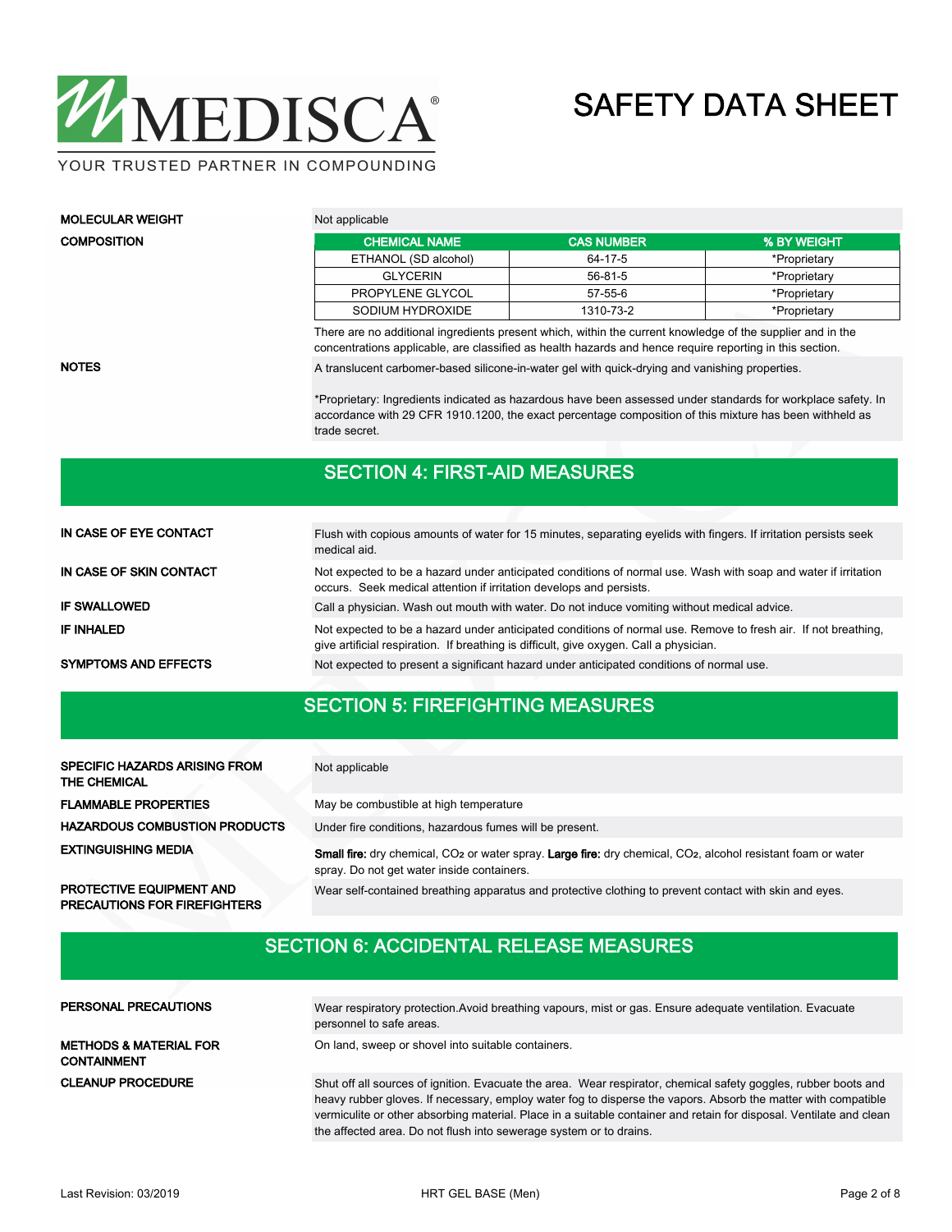| | |
|---|---|
| **MOLECULAR WEIGHT** | Not applicable |

**COMPOSITION**

| CHEMICAL NAME | CAS NUMBER | % BY WEIGHT |
|---|---|---|
| ETHANOL (SD alcohol) | 64-17-5 | *Proprietary |
| GLYCERIN | 56-81-5 | *Proprietary |
| PROPYLENE GLYCOL | 57-55-6 | *Proprietary |
| SODIUM HYDROXIDE | 1310-73-2 | *Proprietary |

There are no additional ingredients present which, within the current knowledge of the supplier and in the concentrations applicable, are classified as health hazards and hence require reporting in this section.

**NOTES**

A translucent carbomer-based silicone-in-water gel with quick-drying and vanishing properties.

*Proprietary: Ingredients indicated as hazardous have been assessed under standards for workplace safety. In accordance with 29 CFR 1910.1200, the exact percentage composition of this mixture has been withheld as trade secret.

## SECTION 4: FIRST-AID MEASURES

| | |
|---|---|
| **IN CASE OF EYE CONTACT** | Flush with copious amounts of water for 15 minutes, separating eyelids with fingers. If irritation persists seek medical aid. |
| **IN CASE OF SKIN CONTACT** | Not expected to be a hazard under anticipated conditions of normal use. Wash with soap and water if irritation occurs. Seek medical attention if irritation develops and persists. |
| **IF SWALLOWED** | Call a physician. Wash out mouth with water. Do not induce vomiting without medical advice. |
| **IF INHALED** | Not expected to be a hazard under anticipated conditions of normal use. Remove to fresh air. If not breathing, give artificial respiration. If breathing is difficult, give oxygen. Call a physician. |
| **SYMPTOMS AND EFFECTS** | Not expected to present a significant hazard under anticipated conditions of normal use. |

## SECTION 5: FIREFIGHTING MEASURES

| | |
|---|---|
| **SPECIFIC HAZARDS ARISING FROM THE CHEMICAL** | Not applicable |
| **FLAMMABLE PROPERTIES** | May be combustible at high temperature |
| **HAZARDOUS COMBUSTION PRODUCTS** | Under fire conditions, hazardous fumes will be present. |
| **EXTINGUISHING MEDIA** | **Small fire:** dry chemical, $CO_2$ or water spray. **Large fire:** dry chemical, $CO_2$, alcohol resistant foam or water spray. Do not get water inside containers. |
| **PROTECTIVE EQUIPMENT AND PRECAUTIONS FOR FIREFIGHTERS** | Wear self-contained breathing apparatus and protective clothing to prevent contact with skin and eyes. |

## SECTION 6: ACCIDENTAL RELEASE MEASURES

| | |
|---|---|
| **PERSONAL PRECAUTIONS** | Wear respiratory protection.Avoid breathing vapours, mist or gas. Ensure adequate ventilation. Evacuate personnel to safe areas. |
| **METHODS & MATERIAL FOR CONTAINMENT** | On land, sweep or shovel into suitable containers. |
| **CLEANUP PROCEDURE** | Shut off all sources of ignition. Evacuate the area. Wear respirator, chemical safety goggles, rubber boots and heavy rubber gloves. If necessary, employ water fog to disperse the vapors. Absorb the matter with compatible vermiculite or other absorbing material. Place in a suitable container and retain for disposal. Ventilate and clean the affected area. Do not flush into sewerage system or to drains. |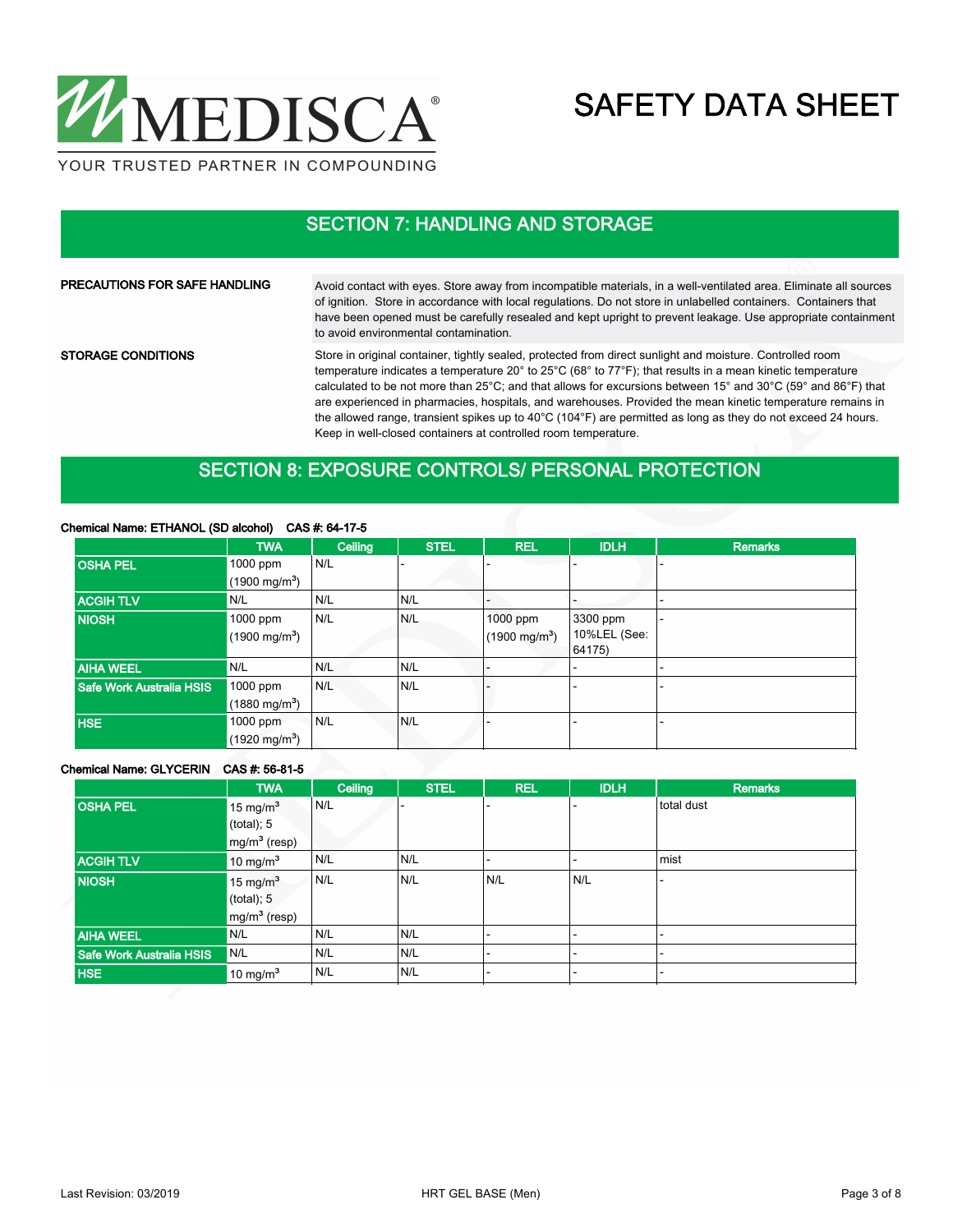## SECTION 7: HANDLING AND STORAGE

**PRECAUTIONS FOR SAFE HANDLING**

Avoid contact with eyes. Store away from incompatible materials, in a well-ventilated area. Eliminate all sources of ignition. Store in accordance with local regulations. Do not store in unlabelled containers. Containers that have been opened must be carefully resealed and kept upright to prevent leakage. Use appropriate containment to avoid environmental contamination.

**STORAGE CONDITIONS**

Store in original container, tightly sealed, protected from direct sunlight and moisture. Controlled room temperature indicates a temperature 20° to 25°C (68° to 77°F); that results in a mean kinetic temperature calculated to be not more than 25°C; and that allows for excursions between 15° and 30°C (59° and 86°F) that are experienced in pharmacies, hospitals, and warehouses. Provided the mean kinetic temperature remains in the allowed range, transient spikes up to 40°C (104°F) are permitted as long as they do not exceed 24 hours. Keep in well-closed containers at controlled room temperature.

## SECTION 8: EXPOSURE CONTROLS/ PERSONAL PROTECTION

**Chemical Name: ETHANOL (SD alcohol) CAS #: 64-17-5**

| | TWA | Ceiling | STEL | REL | IDLH | Remarks |
|---|---|---|---|---|---|---|
| OSHA PEL | 1000 ppm (1900 mg/m$^3$) | N/L | - | - | - | - |
| ACGIH TLV | N/L | N/L | N/L | - | - | - |
| NIOSH | 1000 ppm (1900 mg/m$^3$) | N/L | N/L | 1000 ppm (1900 mg/m$^3$) | 3300 ppm 10%LEL (See: 64175) | - |
| AIHA WEEL | N/L | N/L | N/L | - | - | - |
| Safe Work Australia HSIS | 1000 ppm (1880 mg/m$^3$) | N/L | N/L | - | - | - |
| HSE | 1000 ppm (1920 mg/m$^3$) | N/L | N/L | - | - | - |

**Chemical Name: GLYCERIN CAS #: 56-81-5**

| | TWA | Ceiling | STEL | REL | IDLH | Remarks |
|---|---|---|---|---|---|---|
| OSHA PEL | 15 mg/m$^3$ (total); 5 mg/m$^3$ (resp) | N/L | - | - | - | total dust |
| ACGIH TLV | 10 mg/m$^3$ | N/L | N/L | - | - | mist |
| NIOSH | 15 mg/m$^3$ (total); 5 mg/m$^3$ (resp) | N/L | N/L | N/L | N/L | - |
| AIHA WEEL | N/L | N/L | N/L | - | - | - |
| Safe Work Australia HSIS | N/L | N/L | N/L | - | - | - |
| HSE | 10 mg/m$^3$ | N/L | N/L | - | - | - |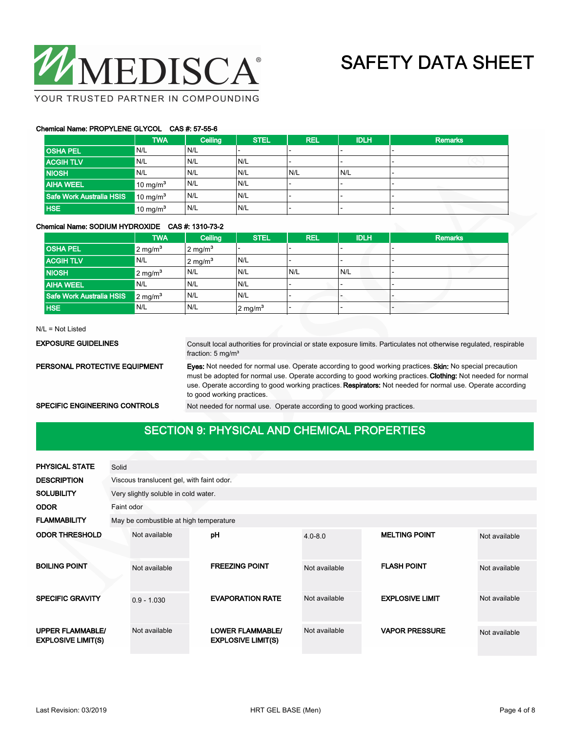**Chemical Name: PROPYLENE GLYCOL CAS #: 57-55-6**

| | TWA | Ceiling | STEL | REL | IDLH | Remarks |
|---|---|---|---|---|---|---|
| OSHA PEL | N/L | N/L | - | - | - | - |
| ACGIH TLV | N/L | N/L | N/L | - | - | - |
| NIOSH | N/L | N/L | N/L | N/L | N/L | - |
| AIHA WEEL | 10 mg/m$^3$ | N/L | N/L | - | - | - |
| Safe Work Australia HSIS | 10 mg/m$^3$ | N/L | N/L | - | - | - |
| HSE | 10 mg/m$^3$ | N/L | N/L | - | - | - |

**Chemical Name: SODIUM HYDROXIDE CAS #: 1310-73-2**

| | TWA | Ceiling | STEL | REL | IDLH | Remarks |
|---|---|---|---|---|---|---|
| OSHA PEL | 2 mg/m$^3$ | 2 mg/m$^3$ | - | - | - | - |
| ACGIH TLV | N/L | 2 mg/m$^3$ | N/L | - | - | - |
| NIOSH | 2 mg/m$^3$ | N/L | N/L | N/L | N/L | - |
| AIHA WEEL | N/L | N/L | N/L | - | - | - |
| Safe Work Australia HSIS | 2 mg/m$^3$ | N/L | N/L | - | - | - |
| HSE | N/L | N/L | 2 mg/m$^3$ | - | - | - |

N/L = Not Listed

**EXPOSURE GUIDELINES** Consult local authorities for provincial or state exposure limits. Particulates not otherwise regulated, respirable fraction: 5 mg/m³

**PERSONAL PROTECTIVE EQUIPMENT** **Eyes:** Not needed for normal use. Operate according to good working practices. **Skin:** No special precaution must be adopted for normal use. Operate according to good working practices. **Clothing:** Not needed for normal use. Operate according to good working practices. **Respirators:** Not needed for normal use. Operate according to good working practices.

**SPECIFIC ENGINEERING CONTROLS** Not needed for normal use. Operate according to good working practices.

## SECTION 9: PHYSICAL AND CHEMICAL PROPERTIES

**PHYSICAL STATE** Solid

**DESCRIPTION** Viscous translucent gel, with faint odor.

**SOLUBILITY** Very slightly soluble in cold water.

**ODOR** Faint odor

**FLAMMABILITY** May be combustible at high temperature

| | | | | | |
|---|---|---|---|---|---|
| **ODOR THRESHOLD** | Not available | **pH** | 4.0-8.0 | **MELTING POINT** | Not available |
| **BOILING POINT** | Not available | **FREEZING POINT** | Not available | **FLASH POINT** | Not available |
| **SPECIFIC GRAVITY** | 0.9 - 1.030 | **EVAPORATION RATE** | Not available | **EXPLOSIVE LIMIT** | Not available |
| **UPPER FLAMMABLE/ EXPLOSIVE LIMIT(S)** | Not available | **LOWER FLAMMABLE/ EXPLOSIVE LIMIT(S)** | Not available | **VAPOR PRESSURE** | Not available |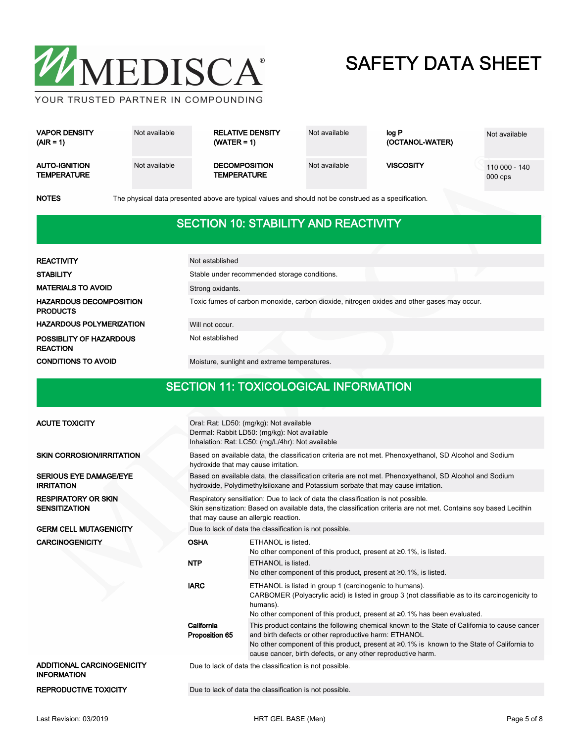| | | | | | |
|---|---|---|---|---|---|
| **VAPOR DENSITY (AIR = 1)** | Not available | **RELATIVE DENSITY (WATER = 1)** | Not available | **log P (OCTANOL-WATER)** | Not available |
| **AUTO-IGNITION TEMPERATURE** | Not available | **DECOMPOSITION TEMPERATURE** | Not available | **VISCOSITY** | 110 000 - 140 000 cps |

**NOTES** The physical data presented above are typical values and should not be construed as a specification.

## SECTION 10: STABILITY AND REACTIVITY

| | |
|---|---|
| **REACTIVITY** | Not established |
| **STABILITY** | Stable under recommended storage conditions. |
| **MATERIALS TO AVOID** | Strong oxidants. |
| **HAZARDOUS DECOMPOSITION PRODUCTS** | Toxic fumes of carbon monoxide, carbon dioxide, nitrogen oxides and other gases may occur. |
| **HAZARDOUS POLYMERIZATION** | Will not occur. |
| **POSSIBLITY OF HAZARDOUS REACTION** | Not established |
| **CONDITIONS TO AVOID** | Moisture, sunlight and extreme temperatures. |

## SECTION 11: TOXICOLOGICAL INFORMATION

| | | |
|---|---|---|
| **ACUTE TOXICITY** | Oral: Rat: LD50: (mg/kg): Not available<br>Dermal: Rabbit LD50: (mg/kg): Not available<br>Inhalation: Rat: LC50: (mg/L/4hr): Not available | |
| **SKIN CORROSION/IRRITATION** | Based on available data, the classification criteria are not met. Phenoxyethanol, SD Alcohol and Sodium hydroxide that may cause irritation. | |
| **SERIOUS EYE DAMAGE/EYE IRRITATION** | Based on available data, the classification criteria are not met. Phenoxyethanol, SD Alcohol and Sodium hydroxide, Polydimethylsiloxane and Potassium sorbate that may cause irritation. | |
| **RESPIRATORY OR SKIN SENSITIZATION** | Respiratory sensitiation: Due to lack of data the classification is not possible.<br>Skin sensitization: Based on available data, the classification criteria are not met. Contains soy based Lecithin that may cause an allergic reaction. | |
| **GERM CELL MUTAGENICITY** | Due to lack of data the classification is not possible. | |
| **CARCINOGENICITY** | **OSHA** | ETHANOL is listed.<br>No other component of this product, present at ≥0.1%, is listed. |
| | **NTP** | ETHANOL is listed.<br>No other component of this product, present at ≥0.1%, is listed. |
| | **IARC** | ETHANOL is listed in group 1 (carcinogenic to humans).<br>CARBOMER (Polyacrylic acid) is listed in group 3 (not classifiable as to its carcinogenicity to humans).<br>No other component of this product, present at ≥0.1% has been evaluated. |
| | **California Proposition 65** | This product contains the following chemical known to the State of California to cause cancer and birth defects or other reproductive harm: ETHANOL<br>No other component of this product, present at ≥0.1% is known to the State of California to cause cancer, birth defects, or any other reproductive harm. |
| **ADDITIONAL CARCINOGENICITY INFORMATION** | Due to lack of data the classification is not possible. | |
| **REPRODUCTIVE TOXICITY** | Due to lack of data the classification is not possible. | |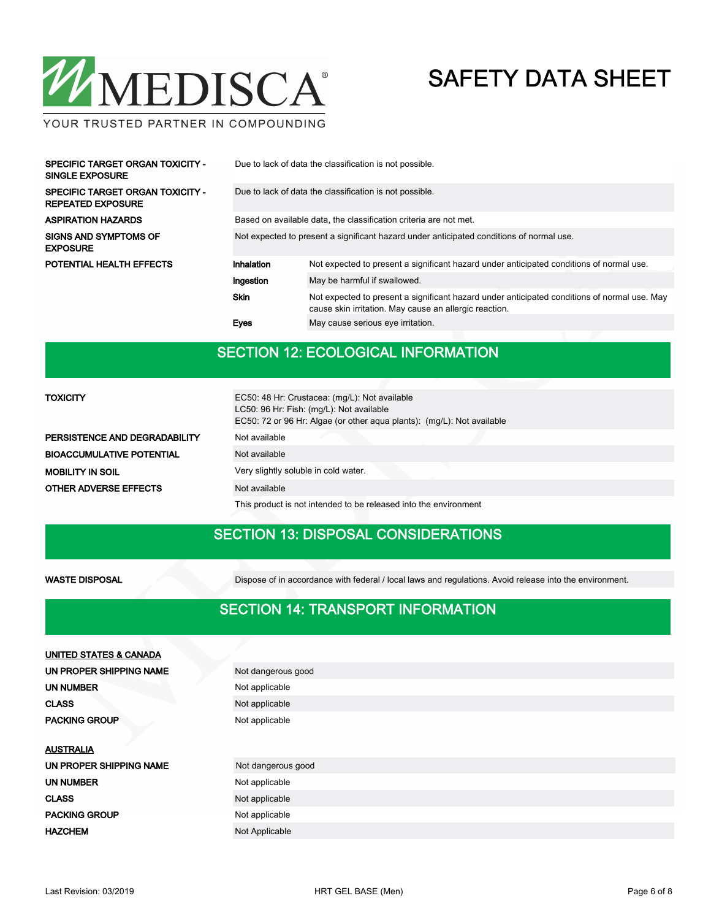| | | |
|---|---|---|
| **SPECIFIC TARGET ORGAN TOXICITY - SINGLE EXPOSURE** | Due to lack of data the classification is not possible. | |
| **SPECIFIC TARGET ORGAN TOXICITY - REPEATED EXPOSURE** | Due to lack of data the classification is not possible. | |
| **ASPIRATION HAZARDS** | Based on available data, the classification criteria are not met. | |
| **SIGNS AND SYMPTOMS OF EXPOSURE** | Not expected to present a significant hazard under anticipated conditions of normal use. | |
| **POTENTIAL HEALTH EFFECTS** | **Inhalation** | Not expected to present a significant hazard under anticipated conditions of normal use. |
| | **Ingestion** | May be harmful if swallowed. |
| | **Skin** | Not expected to present a significant hazard under anticipated conditions of normal use. May cause skin irritation. May cause an allergic reaction. |
| | **Eyes** | May cause serious eye irritation. |

## SECTION 12: ECOLOGICAL INFORMATION

| | |
|---|---|
| **TOXICITY** | EC50: 48 Hr: Crustacea: (mg/L): Not available<br>LC50: 96 Hr: Fish: (mg/L): Not available<br>EC50: 72 or 96 Hr: Algae (or other aqua plants): (mg/L): Not available |
| **PERSISTENCE AND DEGRADABILITY** | Not available |
| **BIOACCUMULATIVE POTENTIAL** | Not available |
| **MOBILITY IN SOIL** | Very slightly soluble in cold water. |
| **OTHER ADVERSE EFFECTS** | Not available |
| | This product is not intended to be released into the environment |

## SECTION 13: DISPOSAL CONSIDERATIONS

| | |
|---|---|
| **WASTE DISPOSAL** | Dispose of in accordance with federal / local laws and regulations. Avoid release into the environment. |

## SECTION 14: TRANSPORT INFORMATION

**UNITED STATES & CANADA**

| | |
|---|---|
| **UN PROPER SHIPPING NAME** | Not dangerous good |
| **UN NUMBER** | Not applicable |
| **CLASS** | Not applicable |
| **PACKING GROUP** | Not applicable |

**AUSTRALIA**

| | |
|---|---|
| **UN PROPER SHIPPING NAME** | Not dangerous good |
| **UN NUMBER** | Not applicable |
| **CLASS** | Not applicable |
| **PACKING GROUP** | Not applicable |
| **HAZCHEM** | Not Applicable |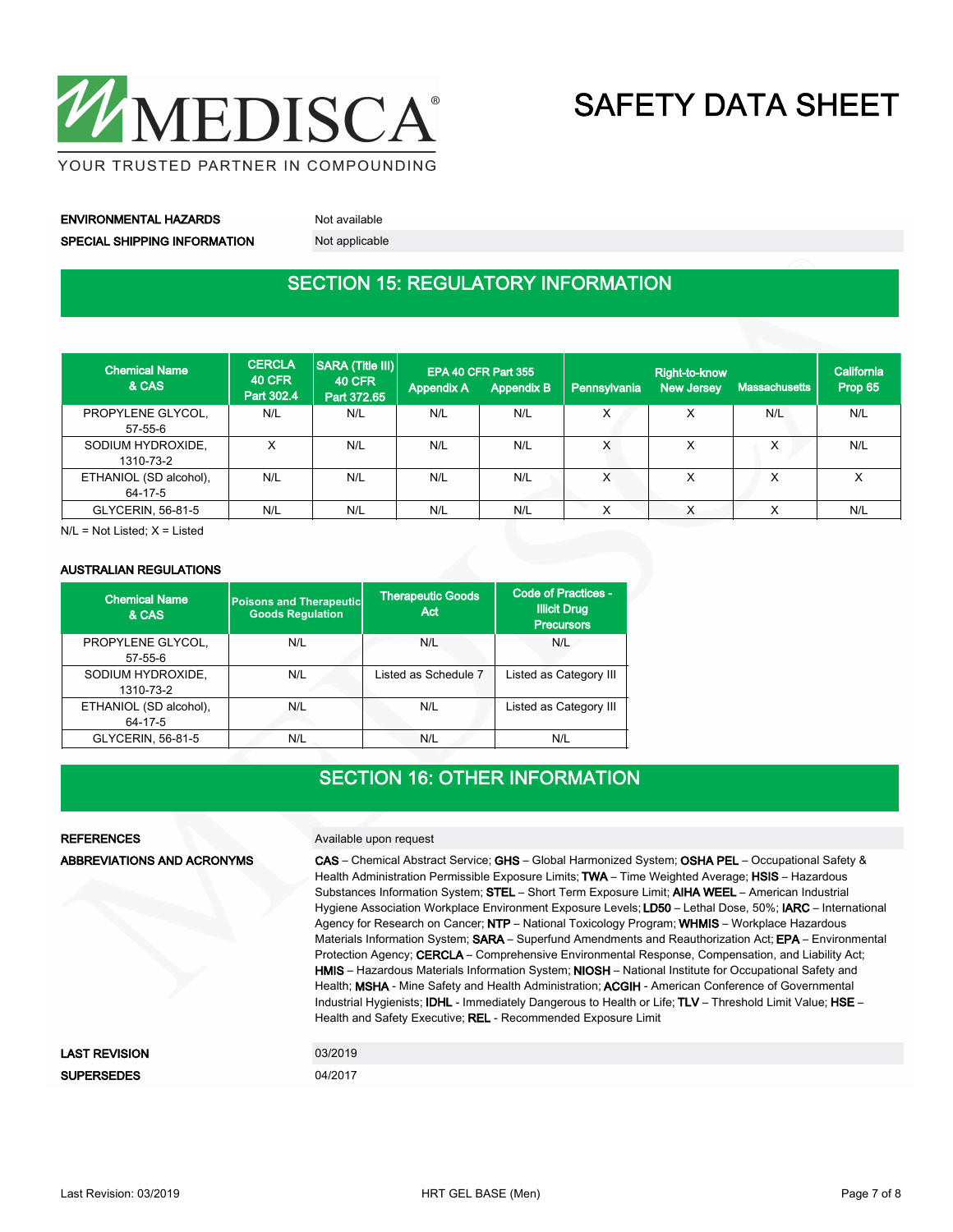**ENVIRONMENTAL HAZARDS** Not available

**SPECIAL SHIPPING INFORMATION** Not applicable

## SECTION 15: REGULATORY INFORMATION

| Chemical Name & CAS | CERCLA 40 CFR Part 302.4 | SARA (Title III) 40 CFR Part 372.65 | EPA 40 CFR Part 355 | | Right-to-know | | | California Prop 65 |
|---|---|---|---|---|---|---|---|---|
| | | | Appendix A | Appendix B | Pennsylvania | New Jersey | Massachusetts | |
| PROPYLENE GLYCOL, 57-55-6 | N/L | N/L | N/L | N/L | X | X | N/L | N/L |
| SODIUM HYDROXIDE, 1310-73-2 | X | N/L | N/L | N/L | X | X | X | N/L |
| ETHANIOL (SD alcohol), 64-17-5 | N/L | N/L | N/L | N/L | X | X | X | X |
| GLYCERIN, 56-81-5 | N/L | N/L | N/L | N/L | X | X | X | N/L |

N/L = Not Listed; X = Listed

### AUSTRALIAN REGULATIONS

| Chemical Name & CAS | Poisons and Therapeutic Goods Regulation | Therapeutic Goods Act | Code of Practices - Illicit Drug Precursors |
|---|---|---|---|
| PROPYLENE GLYCOL, 57-55-6 | N/L | N/L | N/L |
| SODIUM HYDROXIDE, 1310-73-2 | N/L | Listed as Schedule 7 | Listed as Category III |
| ETHANIOL (SD alcohol), 64-17-5 | N/L | N/L | Listed as Category III |
| GLYCERIN, 56-81-5 | N/L | N/L | N/L |

## SECTION 16: OTHER INFORMATION

**REFERENCES** Available upon request

**ABBREVIATIONS AND ACRONYMS** **CAS** – Chemical Abstract Service; **GHS** – Global Harmonized System; **OSHA PEL** – Occupational Safety & Health Administration Permissible Exposure Limits; **TWA** – Time Weighted Average; **HSIS** – Hazardous Substances Information System; **STEL** – Short Term Exposure Limit; **AIHA WEEL** – American Industrial Hygiene Association Workplace Environment Exposure Levels; **LD50** – Lethal Dose, 50%; **IARC** – International Agency for Research on Cancer; **NTP** – National Toxicology Program; **WHMIS** – Workplace Hazardous Materials Information System; **SARA** – Superfund Amendments and Reauthorization Act; **EPA** – Environmental Protection Agency; **CERCLA** – Comprehensive Environmental Response, Compensation, and Liability Act; **HMIS** – Hazardous Materials Information System; **NIOSH** – National Institute for Occupational Safety and Health; **MSHA** - Mine Safety and Health Administration; **ACGIH** - American Conference of Governmental Industrial Hygienists; **IDHL** - Immediately Dangerous to Health or Life; **TLV** – Threshold Limit Value; **HSE** – Health and Safety Executive; **REL** - Recommended Exposure Limit

**LAST REVISION** 03/2019

**SUPERSEDES** 04/2017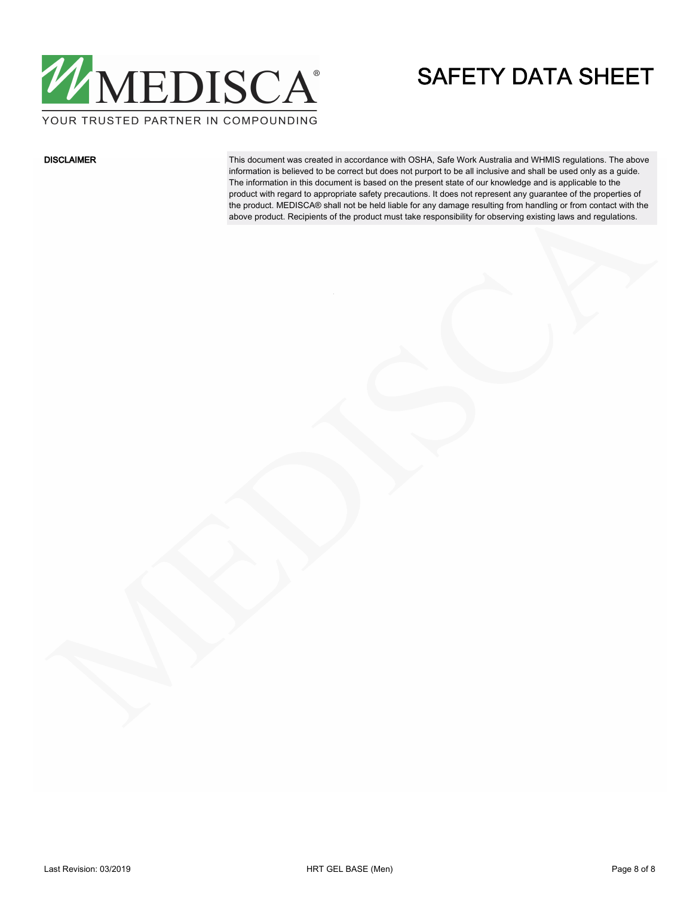| | |
|---|---|
| **DISCLAIMER** | This document was created in accordance with OSHA, Safe Work Australia and WHMIS regulations. The above information is believed to be correct but does not purport to be all inclusive and shall be used only as a guide. The information in this document is based on the present state of our knowledge and is applicable to the product with regard to appropriate safety precautions. It does not represent any guarantee of the properties of the product. MEDISCA® shall not be held liable for any damage resulting from handling or from contact with the above product. Recipients of the product must take responsibility for observing existing laws and regulations. |